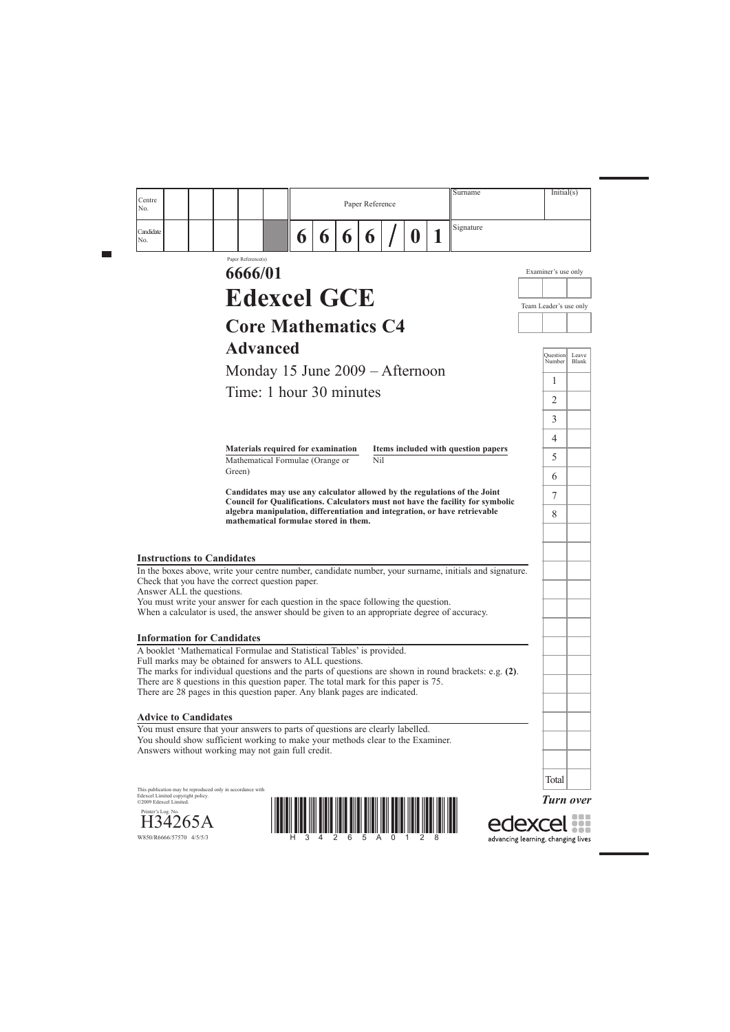| Centre No. | | | | | | Paper Reference | | | | | | | Surname | Initial(s) |
|---|---|---|---|---|---|---|---|---|---|---|---|---|---|---|
| Candidate No. | | | | | | 6 | 6 | 6 | 6 | / | 0 | 1 | Signature | |

Paper Reference(s)

# 6666/01

# Edexcel GCE

## Core Mathematics C4

## Advanced

Monday 15 June 2009 – Afternoon

Time: 1 hour 30 minutes

| Examiner's use only | | |
|---|---|---|
| | | |

| Team Leader's use only | | |
|---|---|---|
| | | |

| Question Number | Leave Blank |
|---|---|
| 1 | |
| 2 | |
| 3 | |
| 4 | |
| 5 | |
| 6 | |
| 7 | |
| 8 | |
| Total | |

| Materials required for examination | Items included with question papers |
|---|---|
| Mathematical Formulae (Orange or Green) | Nil |

**Candidates may use any calculator allowed by the regulations of the Joint Council for Qualifications. Calculators must not have the facility for symbolic algebra manipulation, differentiation and integration, or have retrievable mathematical formulae stored in them.**

### Instructions to Candidates

In the boxes above, write your centre number, candidate number, your surname, initials and signature.
Check that you have the correct question paper.
Answer ALL the questions.
You must write your answer for each question in the space following the question.
When a calculator is used, the answer should be given to an appropriate degree of accuracy.

### Information for Candidates

A booklet 'Mathematical Formulae and Statistical Tables' is provided.
Full marks may be obtained for answers to ALL questions.
The marks for individual questions and the parts of questions are shown in round brackets: e.g. **(2)**.
There are 8 questions in this question paper. The total mark for this paper is 75.
There are 28 pages in this question paper. Any blank pages are indicated.

### Advice to Candidates

You must ensure that your answers to parts of questions are clearly labelled.
You should show sufficient working to make your methods clear to the Examiner.
Answers without working may not gain full credit.

This publication may be reproduced only in accordance with Edexcel Limited copyright policy.
©2009 Edexcel Limited.

Printer's Log. No.
H34265A
W850/R6666/57570 4/5/5/3

*Turn over*

edexcel
advancing learning, changing lives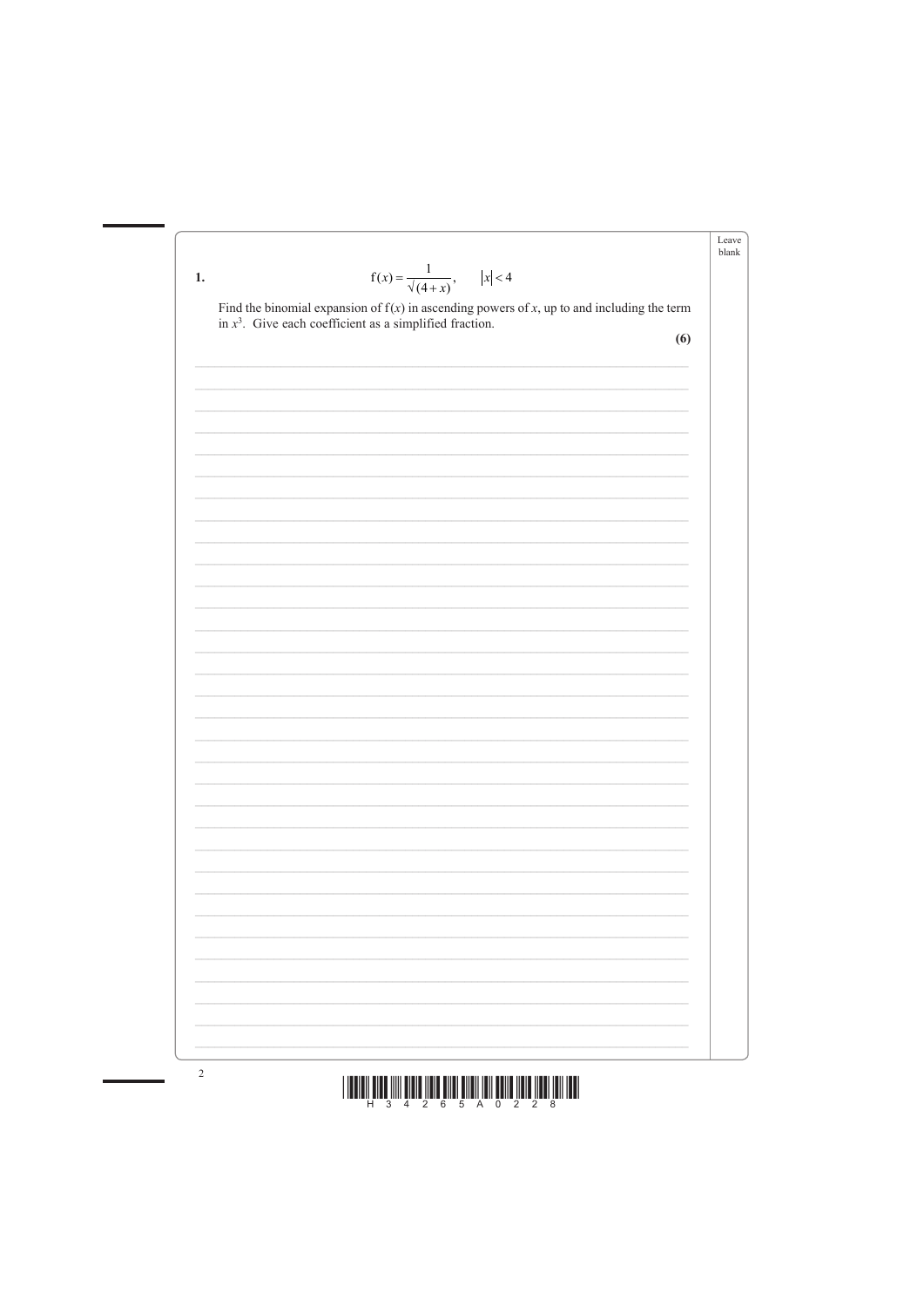**1.**

$$f(x) = \frac{1}{\sqrt{(4+x)}}, \qquad |x| < 4$$

Find the binomial expansion of $f(x)$ in ascending powers of $x$, up to and including the term in $x^3$. Give each coefficient as a simplified fraction.

**(6)**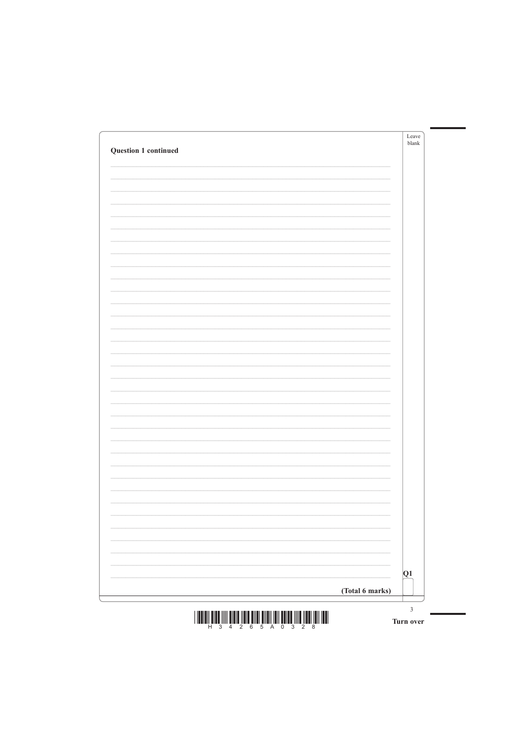**Question 1 continued**

Q1

**(Total 6 marks)**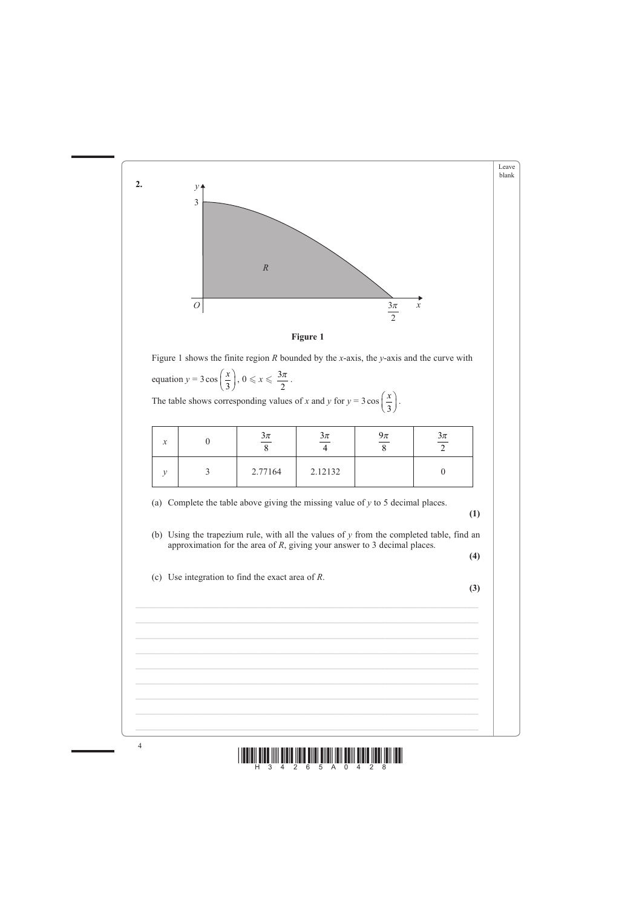**2.**

**Figure 1**

Figure 1 shows the finite region $R$ bounded by the $x$-axis, the $y$-axis and the curve with equation $y = 3\cos\left(\frac{x}{3}\right)$, $0 \leqslant x \leqslant \frac{3\pi}{2}$.

The table shows corresponding values of $x$ and $y$ for $y = 3\cos\left(\frac{x}{3}\right)$.

| $x$ | $0$ | $\frac{3\pi}{8}$ | $\frac{3\pi}{4}$ | $\frac{9\pi}{8}$ | $\frac{3\pi}{2}$ |
|---|---|---|---|---|---|
| $y$ | 3 | 2.77164 | 2.12132 | | 0 |

(a) Complete the table above giving the missing value of $y$ to 5 decimal places. **(1)**

(b) Using the trapezium rule, with all the values of $y$ from the completed table, find an approximation for the area of $R$, giving your answer to 3 decimal places. **(4)**

(c) Use integration to find the exact area of $R$. **(3)**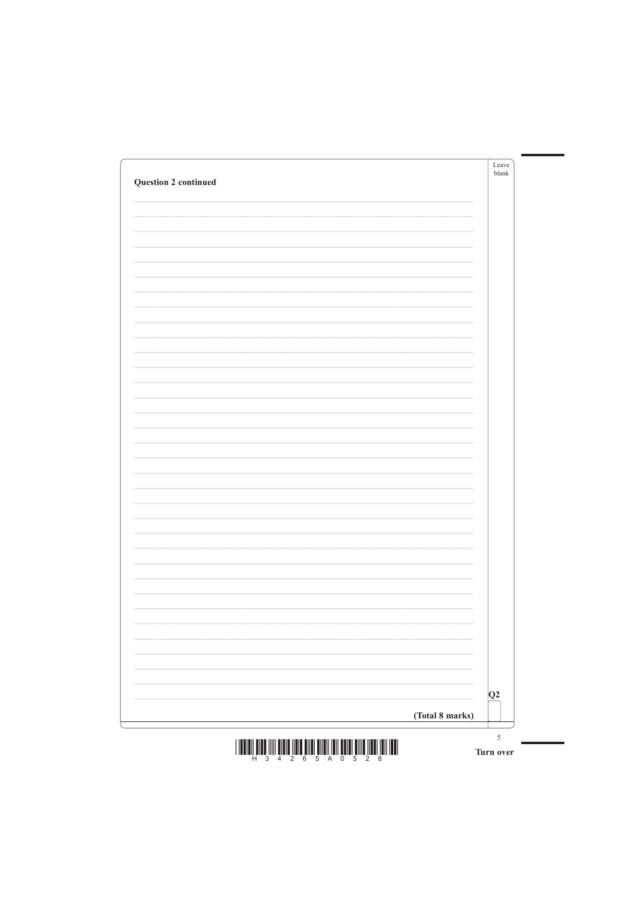**Question 2 continued**

Q2

**(Total 8 marks)**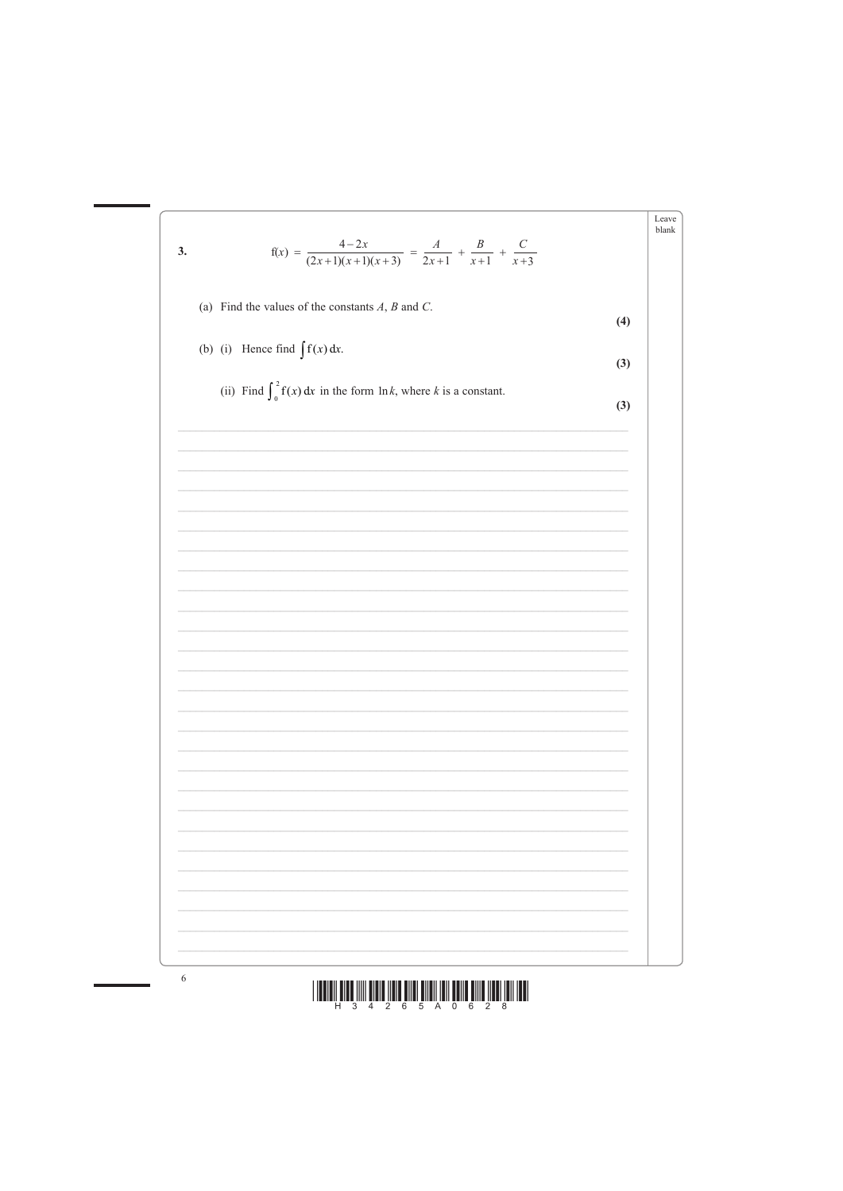**3.**

$$\text{f}(x) = \frac{4-2x}{(2x+1)(x+1)(x+3)} = \frac{A}{2x+1} + \frac{B}{x+1} + \frac{C}{x+3}$$

(a) Find the values of the constants $A$, $B$ and $C$.

**(4)**

(b) (i) Hence find $\int \text{f}(x)\,\text{d}x$.

**(3)**

(ii) Find $\int_0^2 \text{f}(x)\,\text{d}x$ in the form $\ln k$, where $k$ is a constant.

**(3)**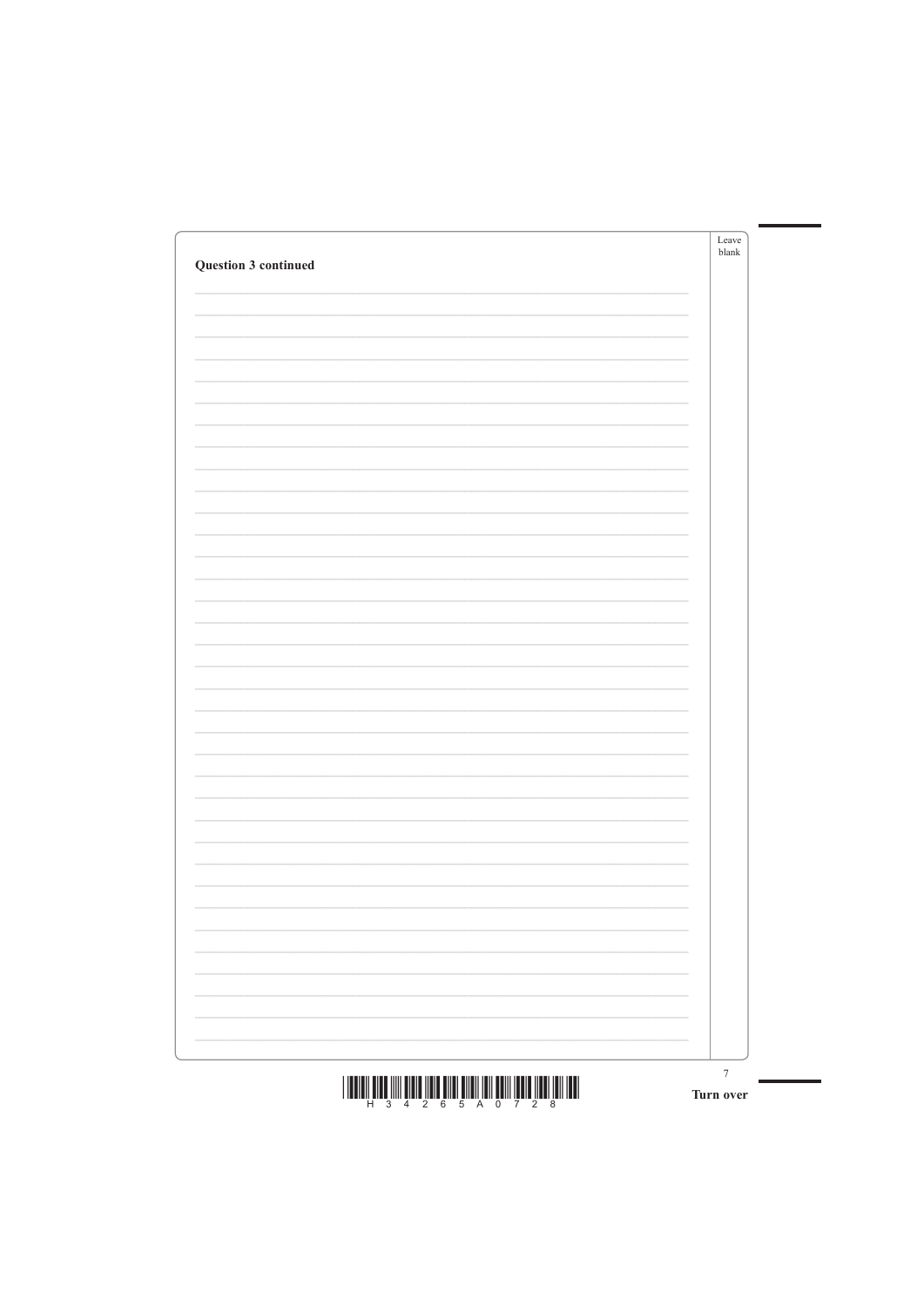**Question 3 continued**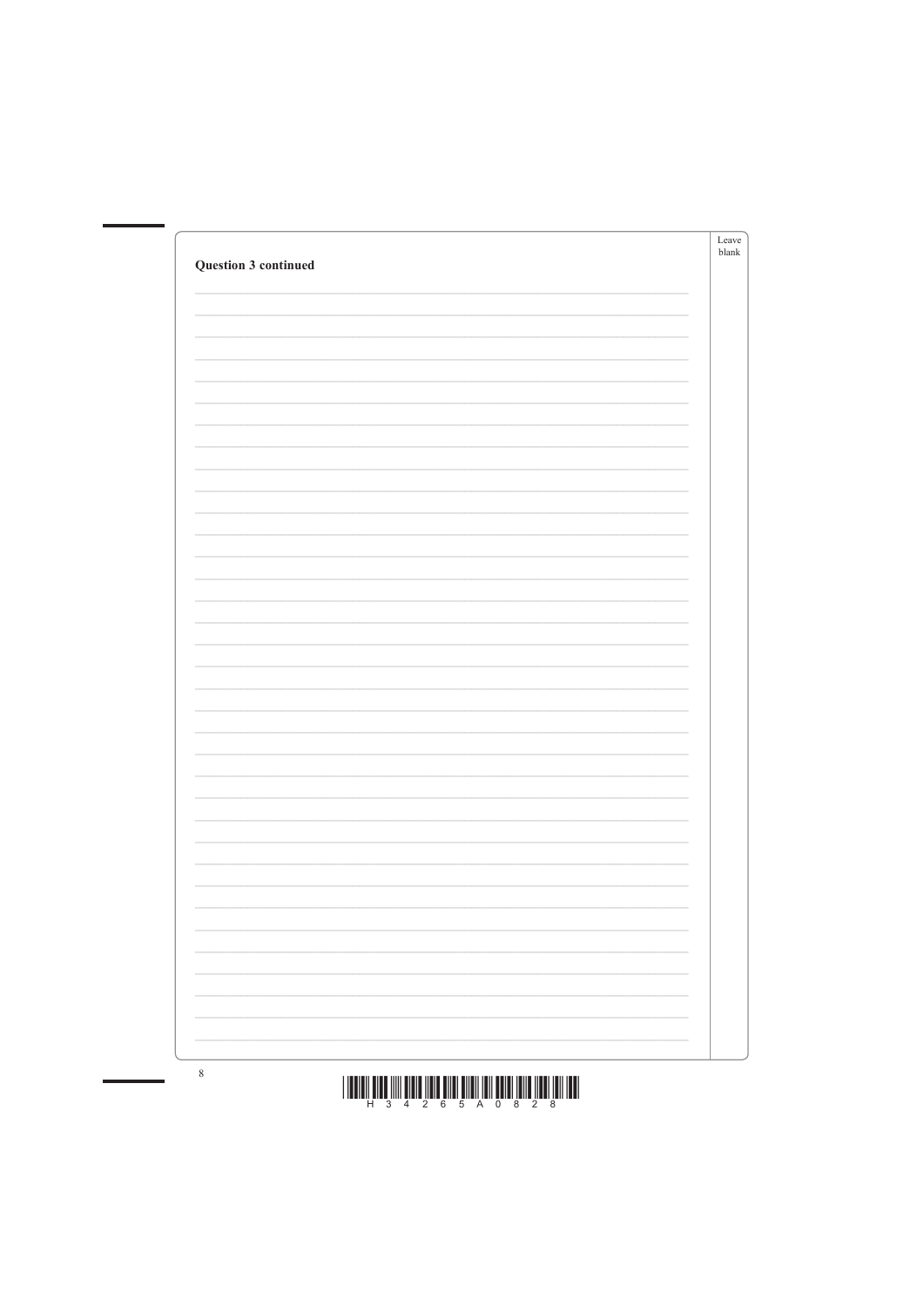**Question 3 continued**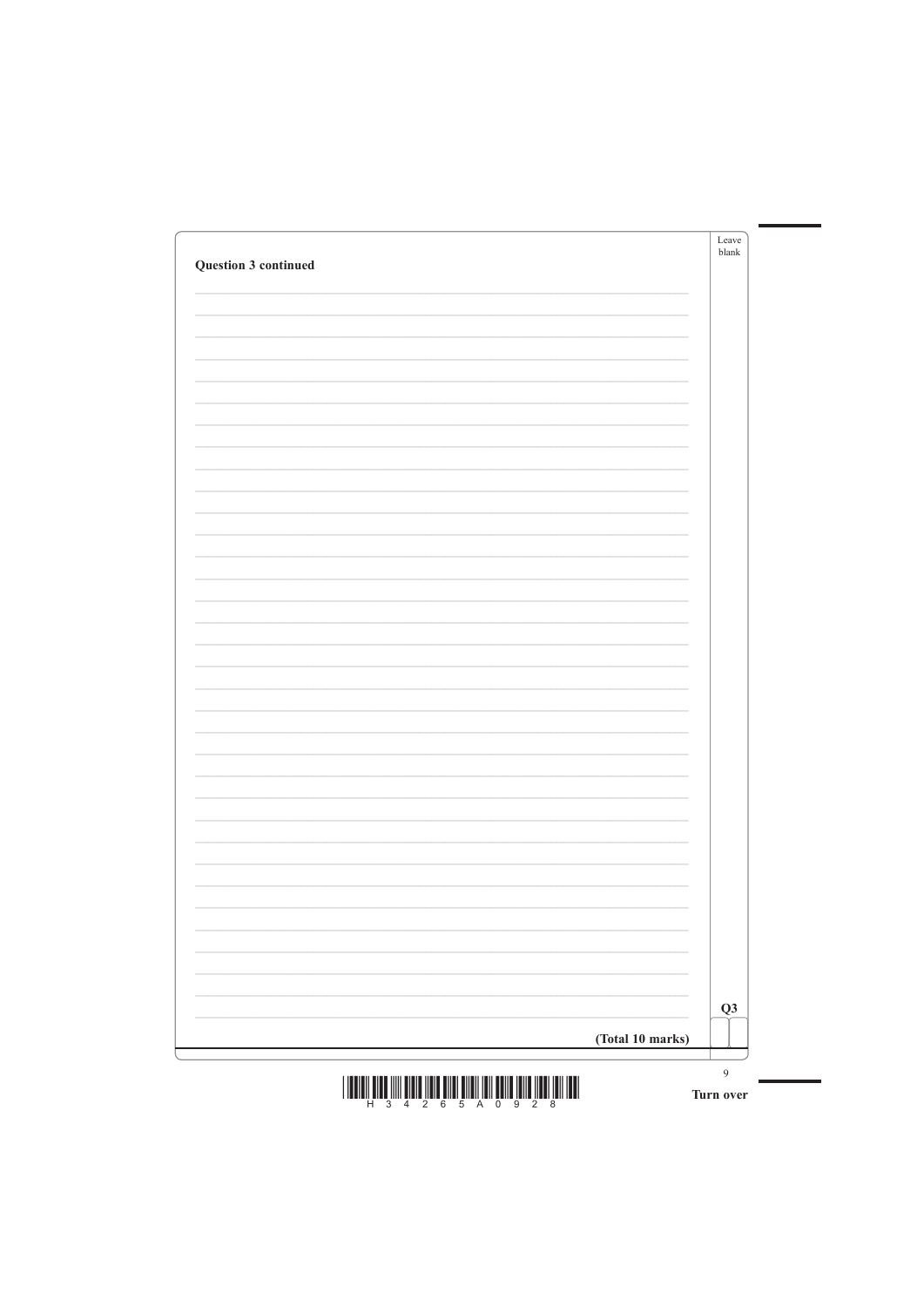**Question 3 continued**

**Q3**

**(Total 10 marks)**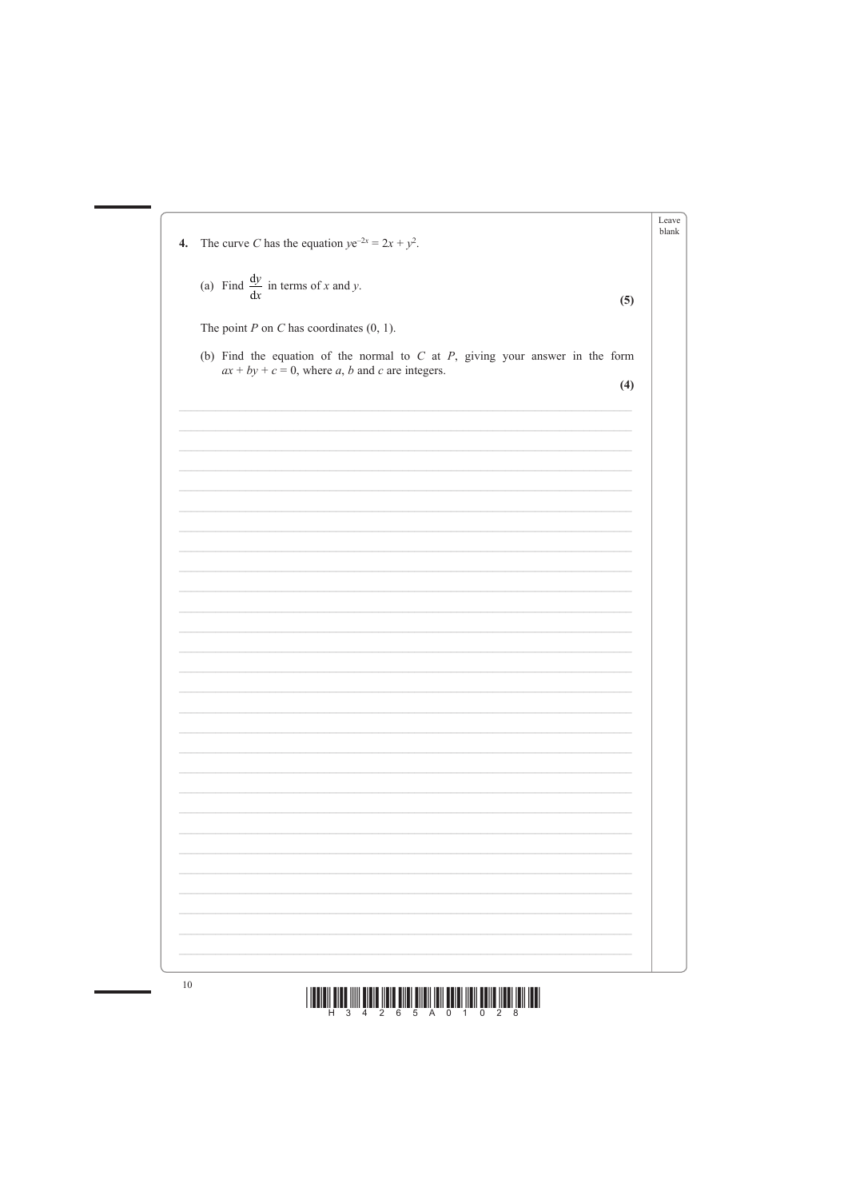**4.** The curve $C$ has the equation $ye^{-2x} = 2x + y^2$.

(a) Find $\dfrac{dy}{dx}$ in terms of $x$ and $y$.

**(5)**

The point $P$ on $C$ has coordinates $(0, 1)$.

(b) Find the equation of the normal to $C$ at $P$, giving your answer in the form $ax + by + c = 0$, where $a$, $b$ and $c$ are integers.

**(4)**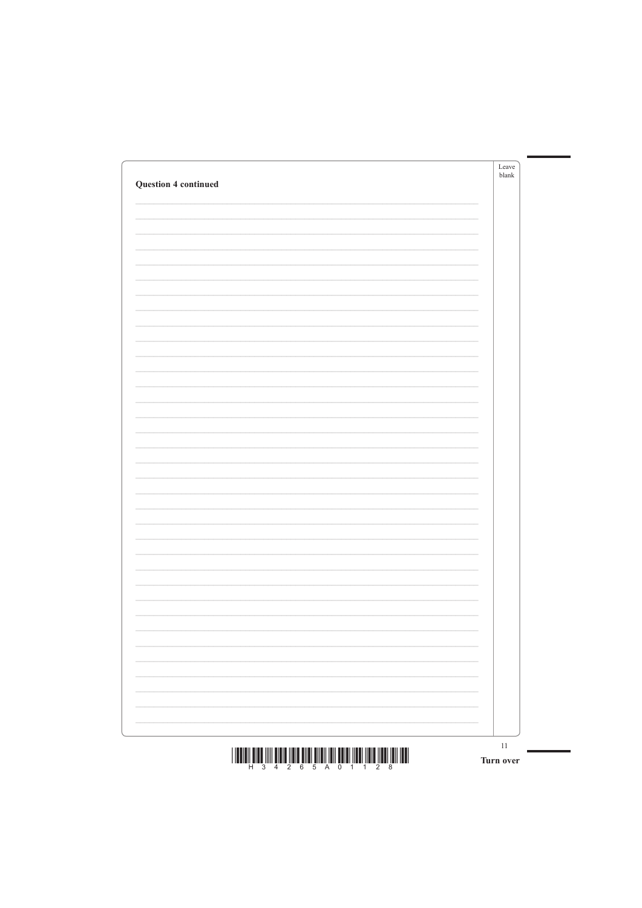**Question 4 continued**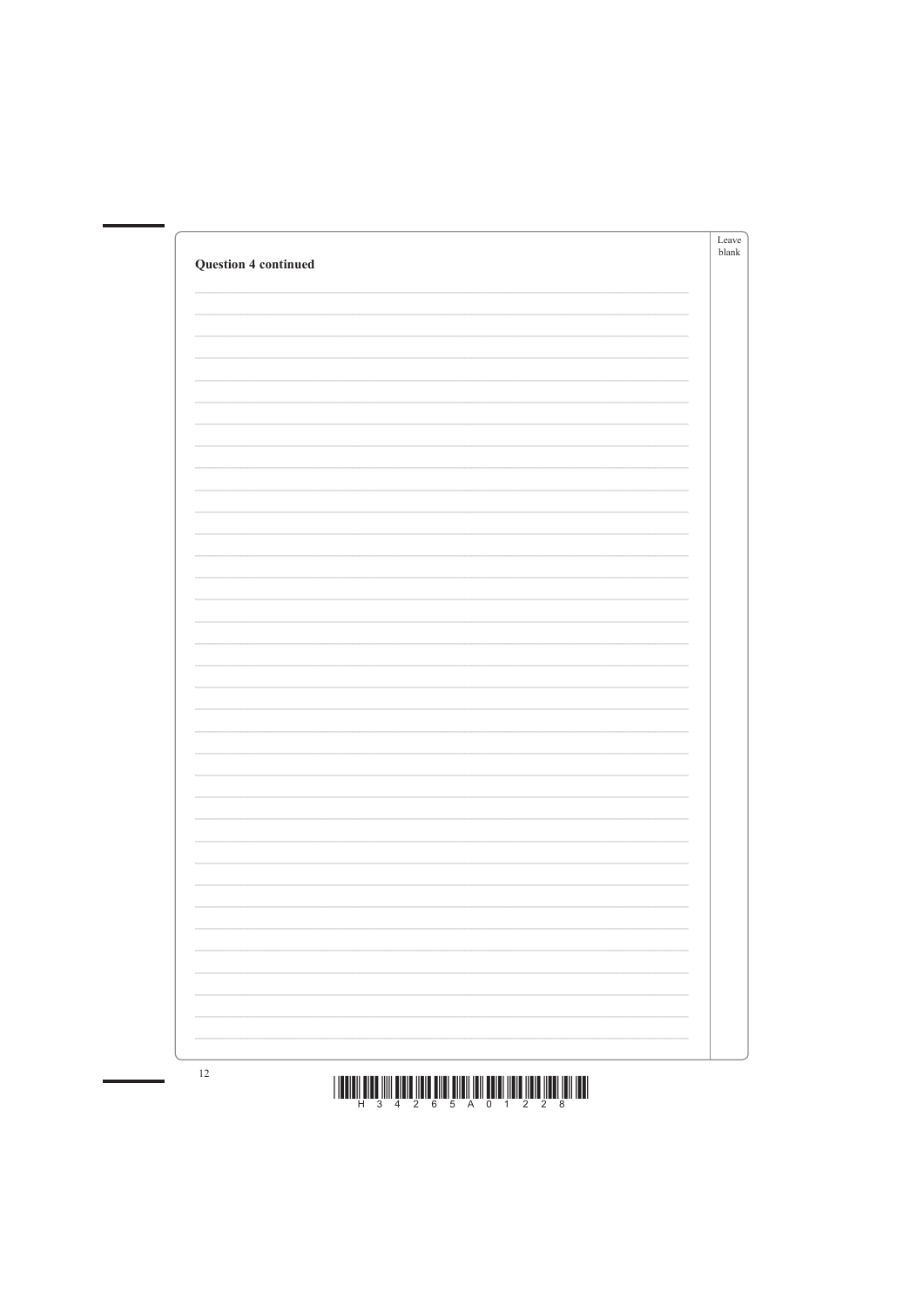**Question 4 continued**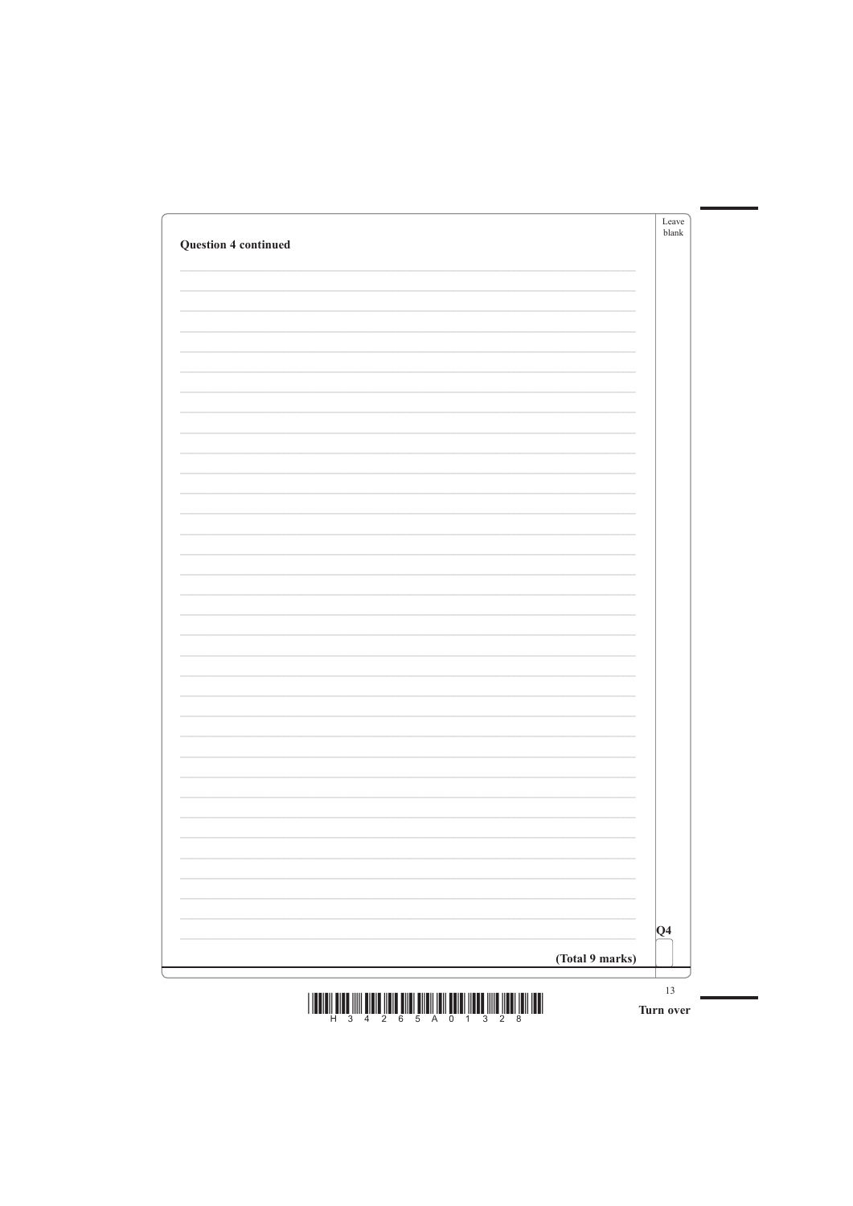**Question 4 continued**

Q4

**(Total 9 marks)**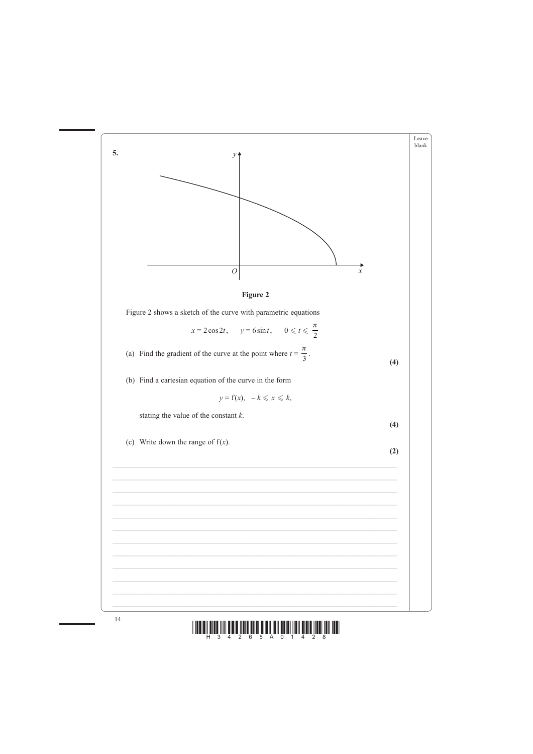**5.**

**Figure 2**

Figure 2 shows a sketch of the curve with parametric equations

$$x = 2\cos 2t, \quad y = 6\sin t, \quad 0 \leqslant t \leqslant \frac{\pi}{2}$$

(a) Find the gradient of the curve at the point where $t = \frac{\pi}{3}$.

**(4)**

(b) Find a cartesian equation of the curve in the form

$$y = \text{f}(x), \quad -k \leqslant x \leqslant k,$$

stating the value of the constant $k$.

**(4)**

(c) Write down the range of $\text{f}(x)$.

**(2)**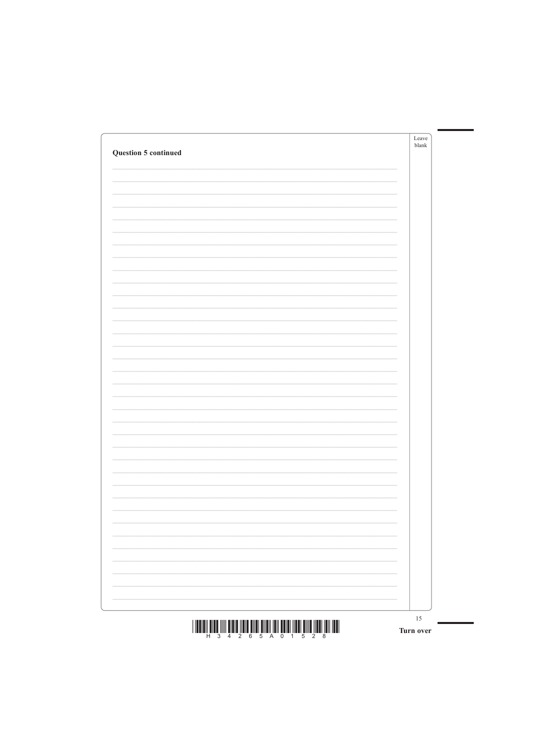**Question 5 continued**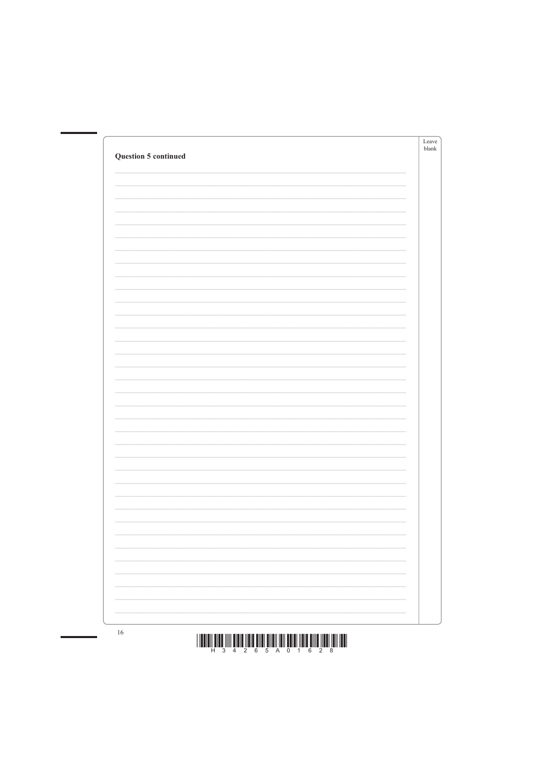**Question 5 continued**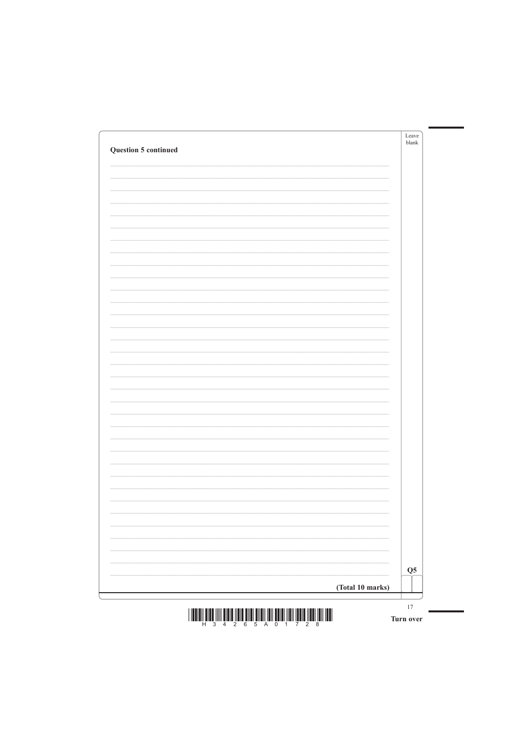**Question 5 continued**

**(Total 10 marks)**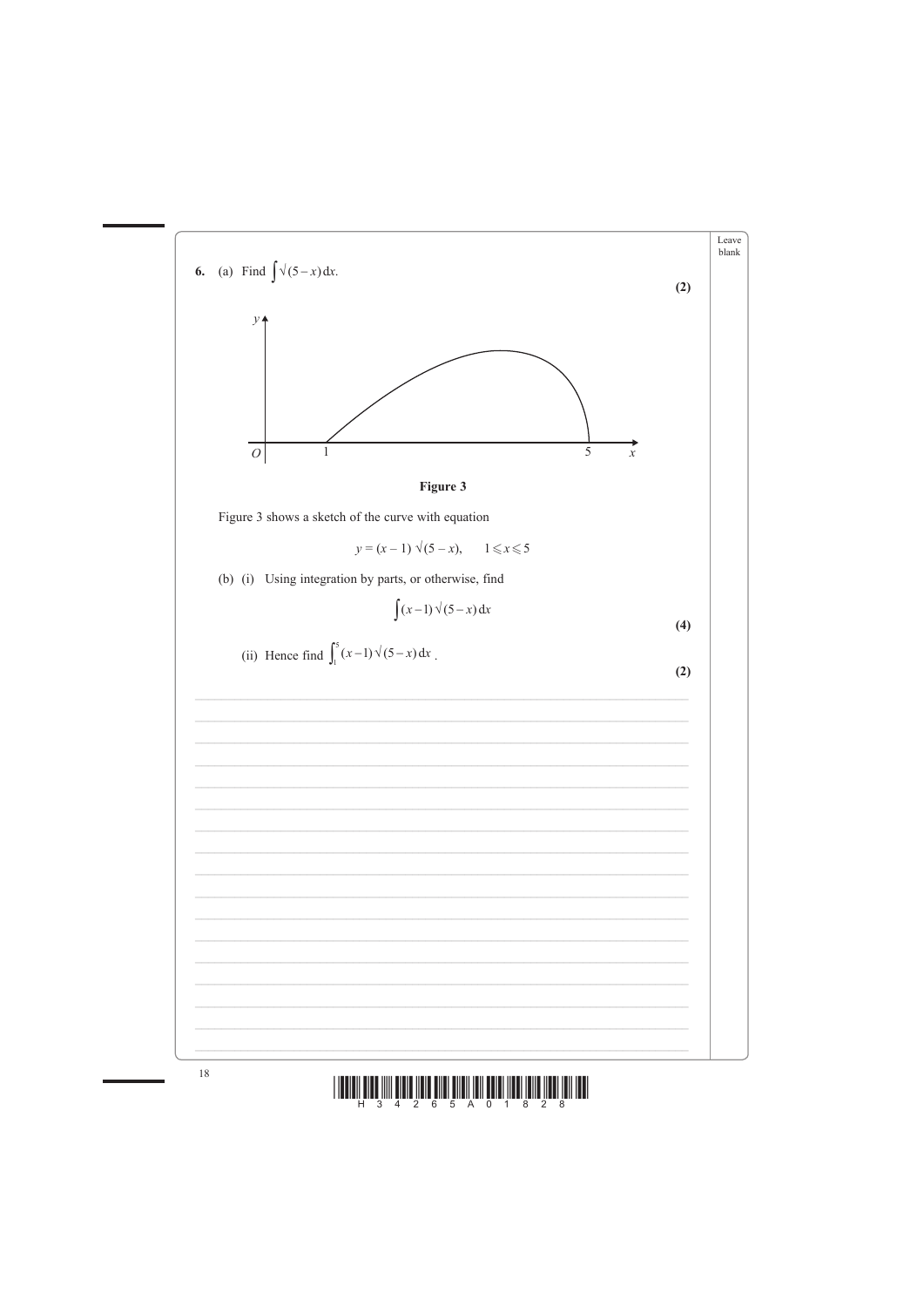**6.** (a) Find $\int \sqrt{(5-x)}\,dx$.

**(2)**

**Figure 3**

Figure 3 shows a sketch of the curve with equation

$$y = (x-1)\sqrt{(5-x)}, \qquad 1 \leqslant x \leqslant 5$$

(b) (i) Using integration by parts, or otherwise, find

$$\int (x-1)\sqrt{(5-x)}\,dx$$

**(4)**

(ii) Hence find $\int_1^5 (x-1)\sqrt{(5-x)}\,dx$.

**(2)**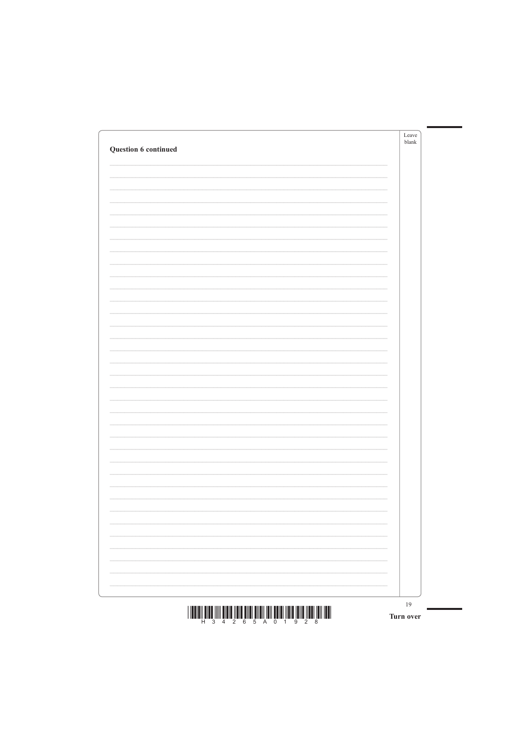**Question 6 continued**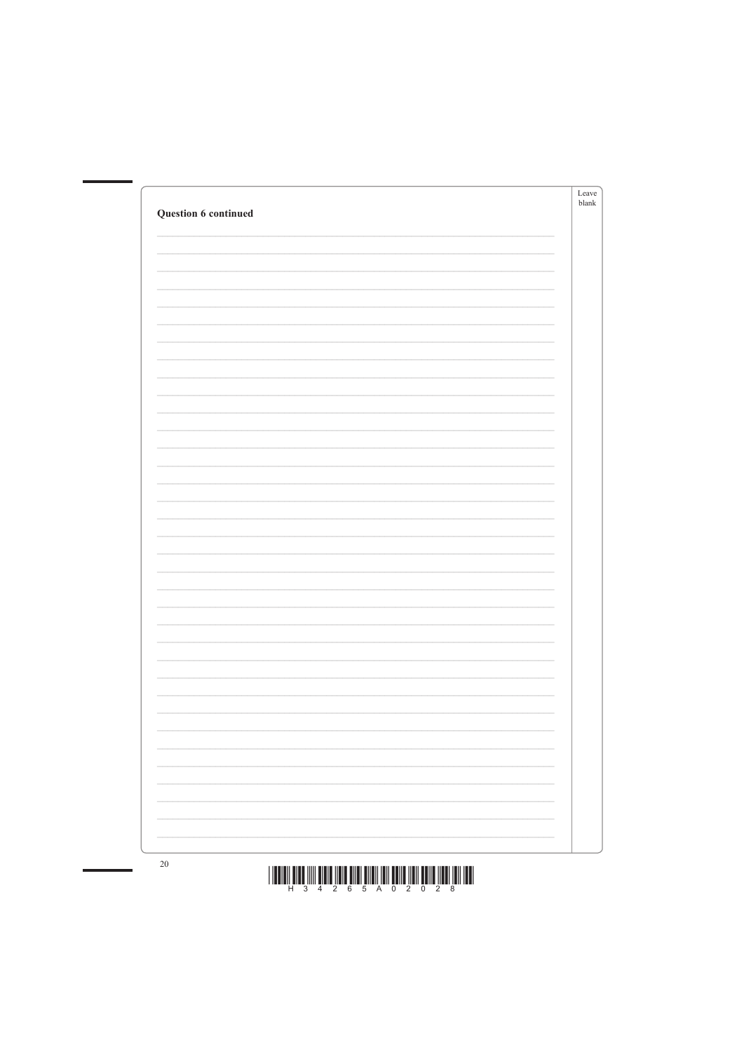**Question 6 continued**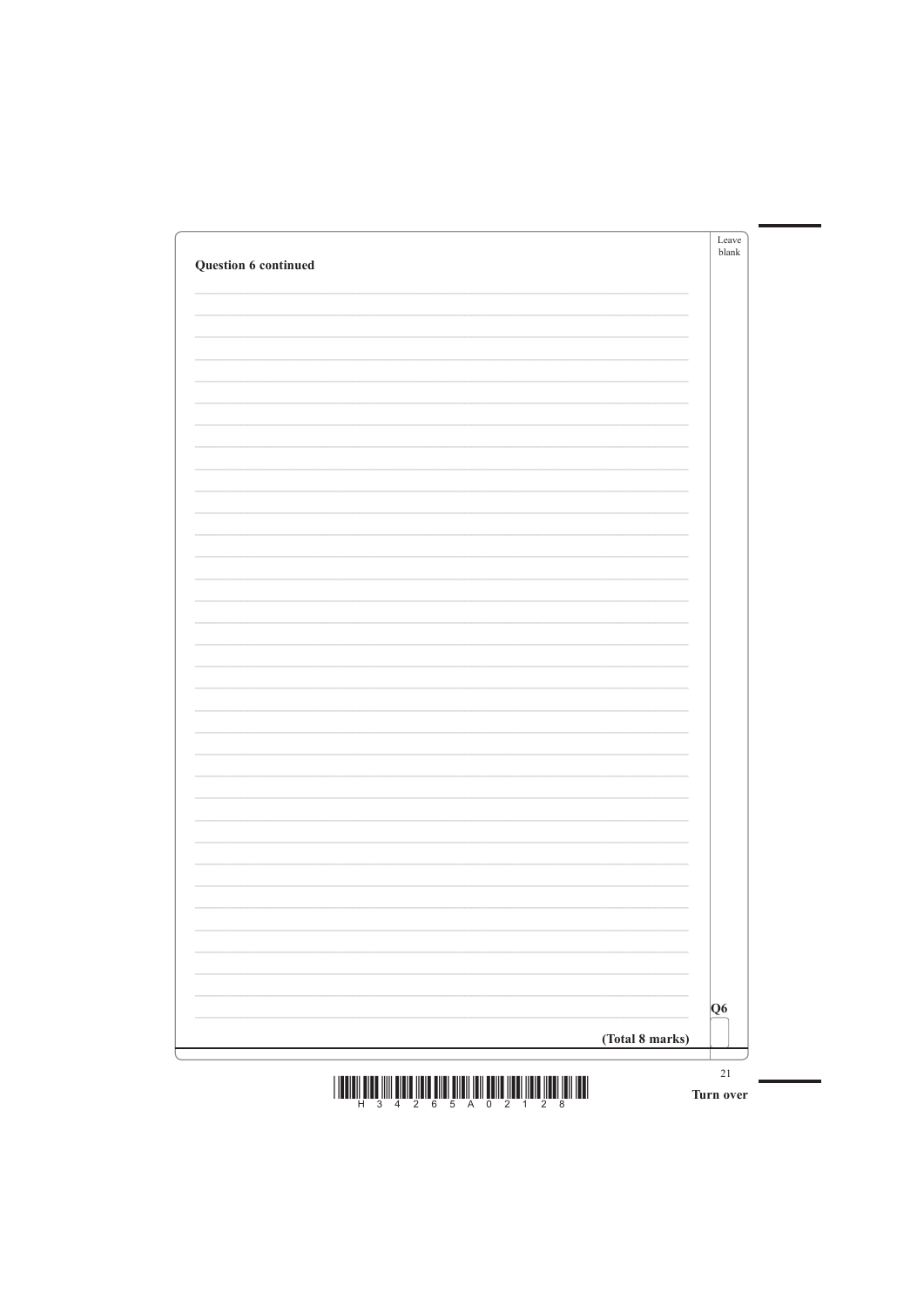**Question 6 continued**

Q6

**(Total 8 marks)**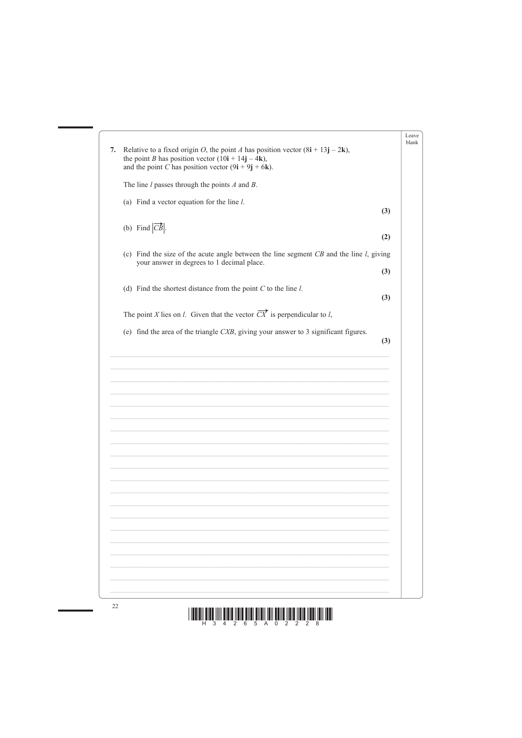**7.** Relative to a fixed origin $O$, the point $A$ has position vector $(8\mathbf{i} + 13\mathbf{j} - 2\mathbf{k})$, the point $B$ has position vector $(10\mathbf{i} + 14\mathbf{j} - 4\mathbf{k})$, and the point $C$ has position vector $(9\mathbf{i} + 9\mathbf{j} + 6\mathbf{k})$.

The line $l$ passes through the points $A$ and $B$.

(a) Find a vector equation for the line $l$.
**(3)**

(b) Find $|\overrightarrow{CB}|$.
**(2)**

(c) Find the size of the acute angle between the line segment $CB$ and the line $l$, giving your answer in degrees to 1 decimal place.
**(3)**

(d) Find the shortest distance from the point $C$ to the line $l$.
**(3)**

The point $X$ lies on $l$. Given that the vector $\overrightarrow{CX}$ is perpendicular to $l$,

(e) find the area of the triangle $CXB$, giving your answer to 3 significant figures.
**(3)**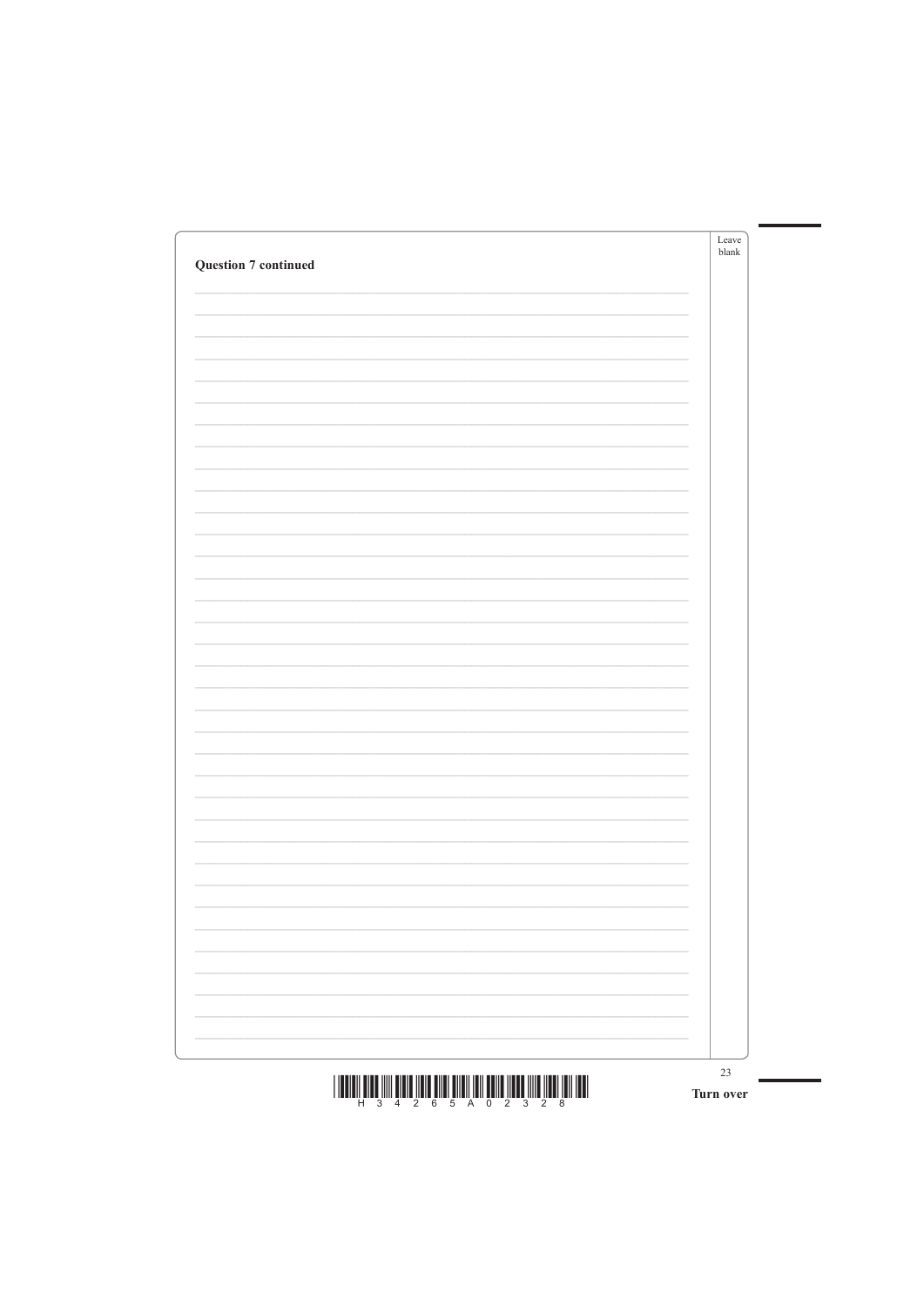**Question 7 continued**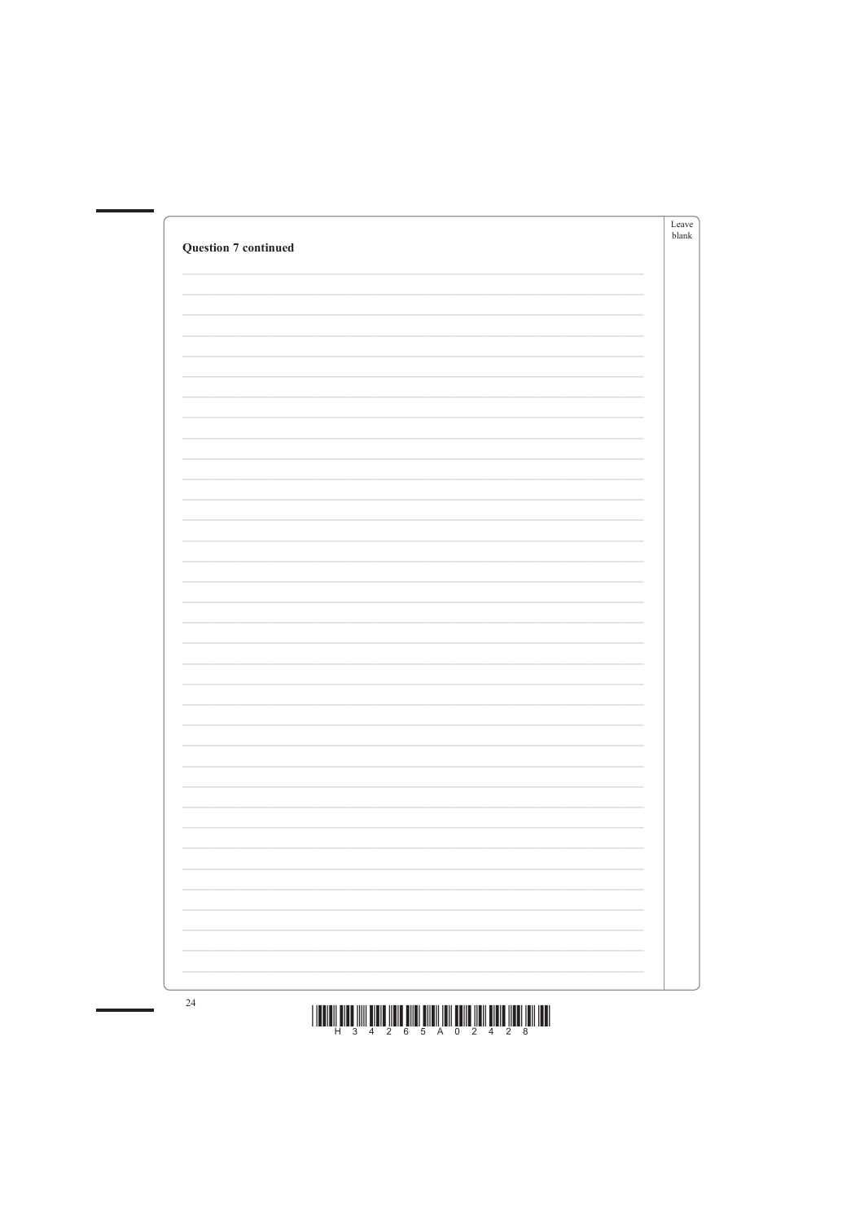**Question 7 continued**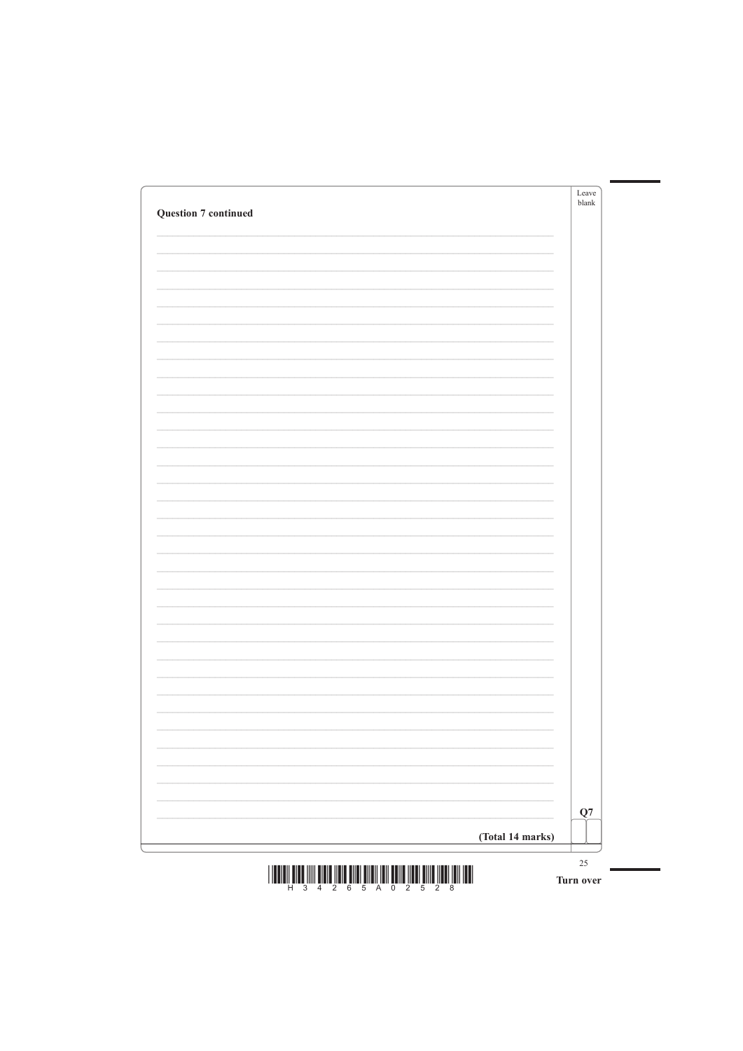**Question 7 continued**

**(Total 14 marks)**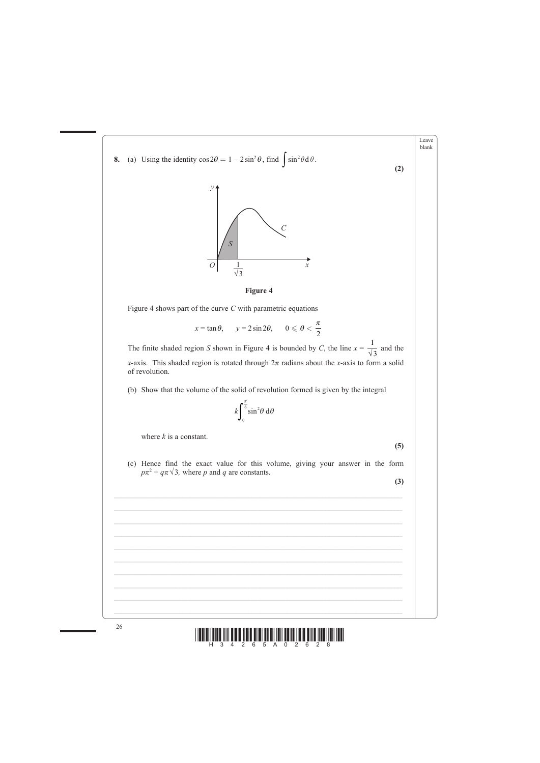**8.** (a) Using the identity $\cos 2\theta = 1 - 2\sin^2\theta$, find $\int \sin^2\theta \, d\theta$.

**(2)**

**Figure 4**

Figure 4 shows part of the curve $C$ with parametric equations

$$x = \tan\theta, \quad y = 2\sin 2\theta, \quad 0 \leqslant \theta < \frac{\pi}{2}$$

The finite shaded region $S$ shown in Figure 4 is bounded by $C$, the line $x = \frac{1}{\sqrt{3}}$ and the $x$-axis. This shaded region is rotated through $2\pi$ radians about the $x$-axis to form a solid of revolution.

(b) Show that the volume of the solid of revolution formed is given by the integral

$$k\int_0^{\frac{\pi}{6}} \sin^2\theta \, d\theta$$

where $k$ is a constant.

**(5)**

(c) Hence find the exact value for this volume, giving your answer in the form $p\pi^2 + q\pi\sqrt{3}$, where $p$ and $q$ are constants.

**(3)**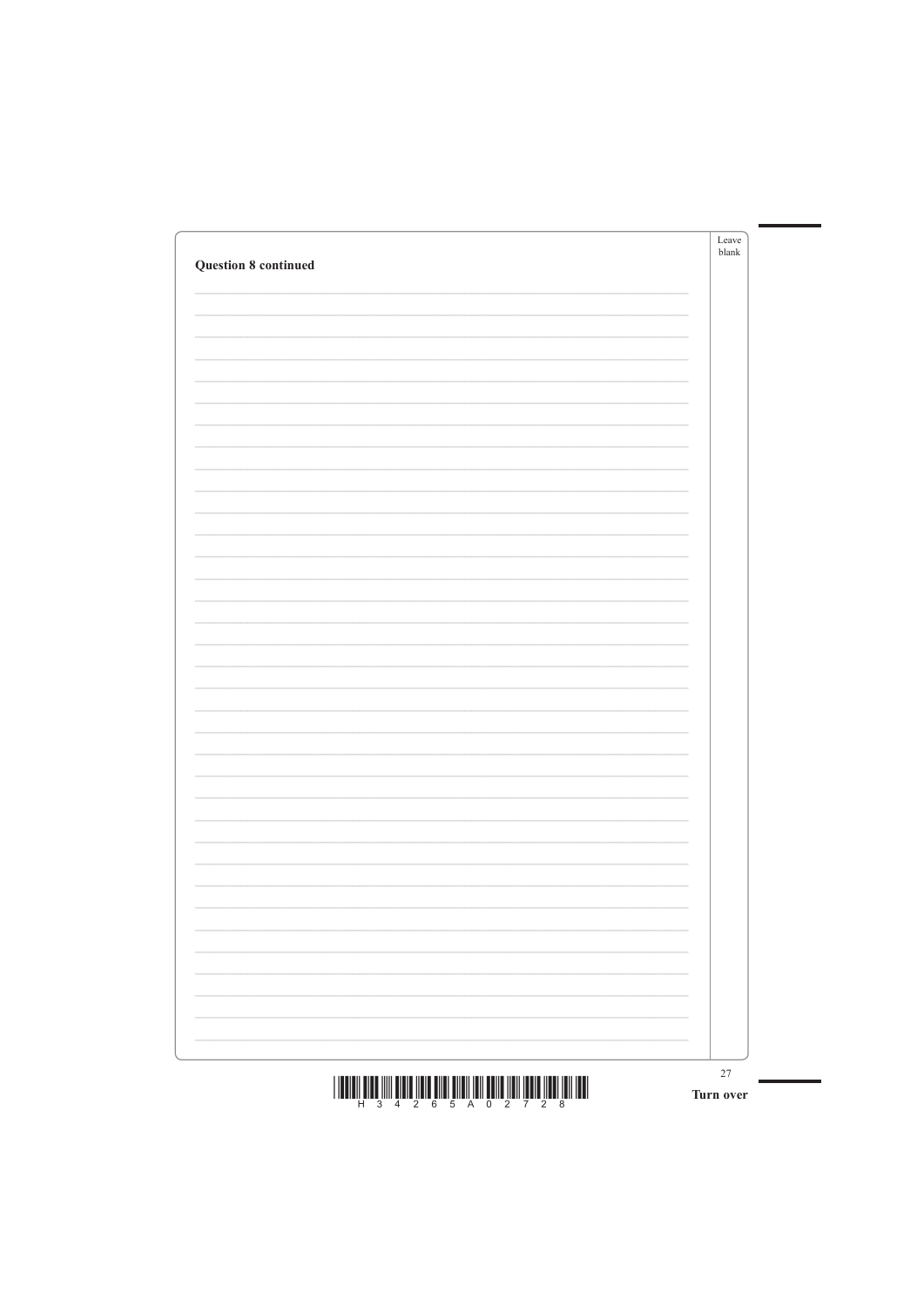**Question 8 continued**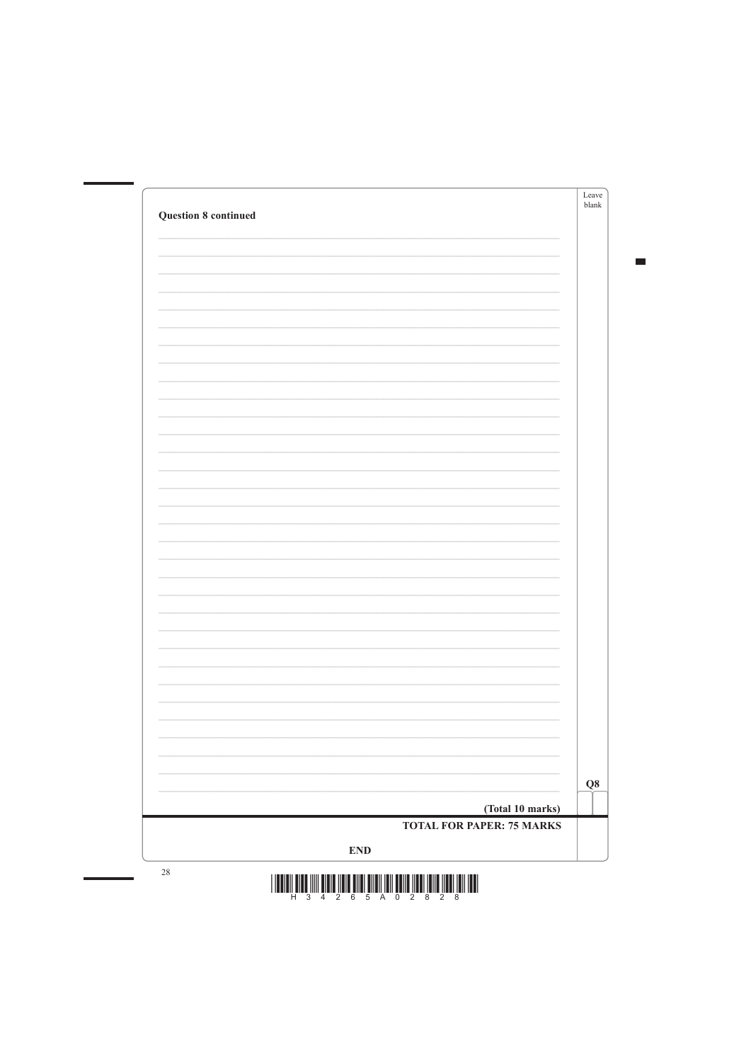**Question 8 continued**

**(Total 10 marks)**

**TOTAL FOR PAPER: 75 MARKS**

**END**